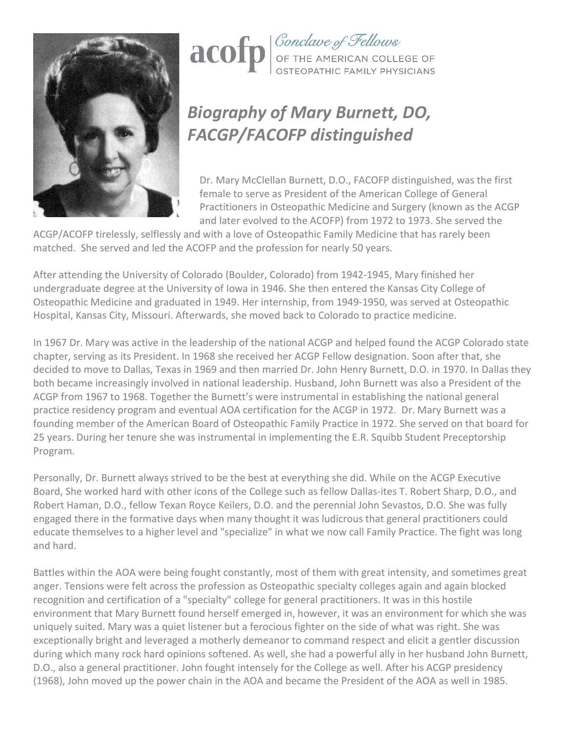acofp | Conclave of Fellows OF THE AMERICAN COLLEGE OF OSTEOPATHIC FAMILY PHYSICIANS

# *Biography of Mary Burnett, DO, FACGP/FACOFP distinguished*

Dr. Mary McClellan Burnett, D.O., FACOFP distinguished, was the first female to serve as President of the American College of General Practitioners in Osteopathic Medicine and Surgery (known as the ACGP and later evolved to the ACOFP) from 1972 to 1973. She served the ACGP/ACOFP tirelessly, selflessly and with a love of Osteopathic Family Medicine that has rarely been matched. She served and led the ACOFP and the profession for nearly 50 years.

After attending the University of Colorado (Boulder, Colorado) from 1942-1945, Mary finished her undergraduate degree at the University of Iowa in 1946. She then entered the Kansas City College of Osteopathic Medicine and graduated in 1949. Her internship, from 1949-1950, was served at Osteopathic Hospital, Kansas City, Missouri. Afterwards, she moved back to Colorado to practice medicine.

In 1967 Dr. Mary was active in the leadership of the national ACGP and helped found the ACGP Colorado state chapter, serving as its President. In 1968 she received her ACGP Fellow designation. Soon after that, she decided to move to Dallas, Texas in 1969 and then married Dr. John Henry Burnett, D.O. in 1970. In Dallas they both became increasingly involved in national leadership. Husband, John Burnett was also a President of the ACGP from 1967 to 1968. Together the Burnett's were instrumental in establishing the national general practice residency program and eventual AOA certification for the ACGP in 1972. Dr. Mary Burnett was a founding member of the American Board of Osteopathic Family Practice in 1972. She served on that board for 25 years. During her tenure she was instrumental in implementing the E.R. Squibb Student Preceptorship Program.

Personally, Dr. Burnett always strived to be the best at everything she did. While on the ACGP Executive Board, She worked hard with other icons of the College such as fellow Dallas-ites T. Robert Sharp, D.O., and Robert Haman, D.O., fellow Texan Royce Keilers, D.O. and the perennial John Sevastos, D.O. She was fully engaged there in the formative days when many thought it was ludicrous that general practitioners could educate themselves to a higher level and "specialize" in what we now call Family Practice. The fight was long and hard.

Battles within the AOA were being fought constantly, most of them with great intensity, and sometimes great anger. Tensions were felt across the profession as Osteopathic specialty colleges again and again blocked recognition and certification of a "specialty" college for general practitioners. It was in this hostile environment that Mary Burnett found herself emerged in, however, it was an environment for which she was uniquely suited. Mary was a quiet listener but a ferocious fighter on the side of what was right. She was exceptionally bright and leveraged a motherly demeanor to command respect and elicit a gentler discussion during which many rock hard opinions softened. As well, she had a powerful ally in her husband John Burnett, D.O., also a general practitioner. John fought intensely for the College as well. After his ACGP presidency (1968), John moved up the power chain in the AOA and became the President of the AOA as well in 1985.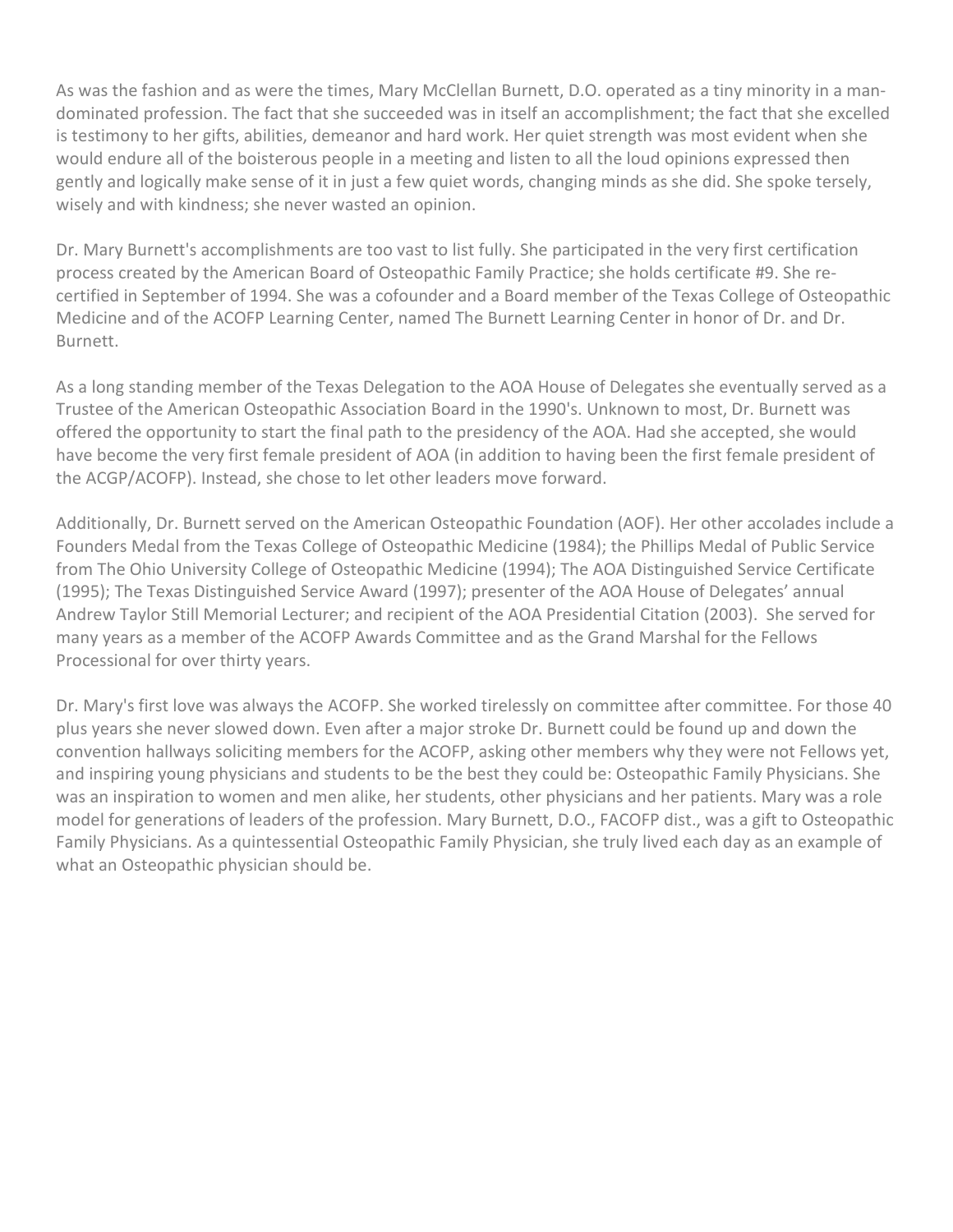As was the fashion and as were the times, Mary McClellan Burnett, D.O. operated as a tiny minority in a man-dominated profession. The fact that she succeeded was in itself an accomplishment; the fact that she excelled is testimony to her gifts, abilities, demeanor and hard work. Her quiet strength was most evident when she would endure all of the boisterous people in a meeting and listen to all the loud opinions expressed then gently and logically make sense of it in just a few quiet words, changing minds as she did. She spoke tersely, wisely and with kindness; she never wasted an opinion.

Dr. Mary Burnett's accomplishments are too vast to list fully. She participated in the very first certification process created by the American Board of Osteopathic Family Practice; she holds certificate #9. She re-certified in September of 1994. She was a cofounder and a Board member of the Texas College of Osteopathic Medicine and of the ACOFP Learning Center, named The Burnett Learning Center in honor of Dr. and Dr. Burnett.

As a long standing member of the Texas Delegation to the AOA House of Delegates she eventually served as a Trustee of the American Osteopathic Association Board in the 1990's. Unknown to most, Dr. Burnett was offered the opportunity to start the final path to the presidency of the AOA. Had she accepted, she would have become the very first female president of AOA (in addition to having been the first female president of the ACGP/ACOFP). Instead, she chose to let other leaders move forward.

Additionally, Dr. Burnett served on the American Osteopathic Foundation (AOF). Her other accolades include a Founders Medal from the Texas College of Osteopathic Medicine (1984); the Phillips Medal of Public Service from The Ohio University College of Osteopathic Medicine (1994); The AOA Distinguished Service Certificate (1995); The Texas Distinguished Service Award (1997); presenter of the AOA House of Delegates' annual Andrew Taylor Still Memorial Lecturer; and recipient of the AOA Presidential Citation (2003). She served for many years as a member of the ACOFP Awards Committee and as the Grand Marshal for the Fellows Processional for over thirty years.

Dr. Mary's first love was always the ACOFP. She worked tirelessly on committee after committee. For those 40 plus years she never slowed down. Even after a major stroke Dr. Burnett could be found up and down the convention hallways soliciting members for the ACOFP, asking other members why they were not Fellows yet, and inspiring young physicians and students to be the best they could be: Osteopathic Family Physicians. She was an inspiration to women and men alike, her students, other physicians and her patients. Mary was a role model for generations of leaders of the profession. Mary Burnett, D.O., FACOFP dist., was a gift to Osteopathic Family Physicians. As a quintessential Osteopathic Family Physician, she truly lived each day as an example of what an Osteopathic physician should be.